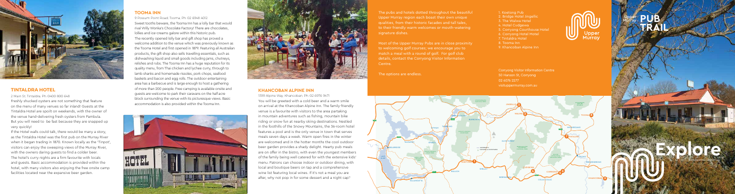## TINTALDRA HOTEL

2 Main St, Tintaldra. Ph: 0400 800 648

Freshly shucked oysters are not something that feature on the menu of many venues so far inland! Guests at the Tintaldra Hotel are spoilt on weekends, with the owner of the venue hand-delivering fresh oysters from Pambula. But you will need to be fast because they are snapped up very quickly!

If the Hotel walls could talk, there would be many a story, as the Tintaldra Hotel was the first pub on the Murray River when it began trading in 1870. Known locally as the 'Tinpot', visitors can enjoy the sweeping views of the Murray River, with the owners daring guests to find a colder beer. The hotel's curry nights are a firm favourite with locals and guests. Basic accommodation is provided within the hotel, with many visitors also enjoying the free onsite camp facilities located near the expansive beer garden.

## TOOMA INN

9 Possum Point Road, Tooma. Ph: 02 6948 4012

Sweet tooths beware, the Tooma Inn has a lolly bar that would rival Willy Wonka's Chocolate Factory! There are chocolates, lollies and ice-creams galore within this historic pub.

The recently opened lolly bar and gift shop has proved a welcome addition to the venue which was previously known as the Tooma Hotel and first opened in 1879. Featuring all Australian products, the gift shop also sells travelling essentials, such as dishwashing liquid and small goods including jams, chutneys, relishes and rubs. The Tooma Inn has a huge reputation for its quality menu; from Thai chicken and lychee curry, through to lamb shanks and homemade rissoles, pork chops, seafood baskets and bacon and egg rolls. The outdoor entertaining area has a barbecue and is large enough to host a gathering of more than 200 people. Free camping is available onsite and guests are welcome to park their caravans on the half acre block surrounding the venue with its picturesque views. Basic accommodation is also provided within the Tooma Inn.

## KHANCOBAN ALPINE INN

1399 Alpine Way, Khancoban. Ph: 02 6076 9471

You will be greeted with a cold beer and a warm smile on arrival at the Khancoban Alpine Inn. The family-friendly venue is a favourite with visitors to the area partaking in mountain adventures such as fishing, mountain bike riding or snow fun at nearby skiing destinations. Nestled in the foothills of the Snowy Mountains, the 36-room hotel features a pool and is the only venue in town that serves meals seven days a week. Warm open fires in the winter are welcomed and in the hotter months the cool outdoor beer garden provides a shady delight. Hearty pub meals are on offer in the bistro, with even the youngest members of the family being well catered for with the extensive kids' menu. Patrons can choose indoor or outdoor dining, with local and boutique beers on tap and a comprehensive wine list featuring local wines. If it's not a meal you are after, why not pop in for some dessert and a night cap?

The pubs and hotels dotted throughout the beautiful Upper Murray region each boast their own unique qualities, from their historic facades and tall tales, to their friendly warm welcomes or mouth-watering signature dishes.

Most of the Upper Murray Pubs are in close proximity to welcoming golf courses; we encourage you to match a meal with a round of golf. For golf club details, contact the Corryong Visitor Information Centre.

The options are endless.

1. Koetong Pub
2. Bridge Hotel Jingellic
3. The Walwa Hotel
4. Hotel Cudgewa
5. Corryong Courthouse Hotel
6. Corryong Hotel Motel
7. Tintaldra Hotel
8. Tooma Inn
9. Khancoban Alpine Inn

Corryong Visitor Information Centre
50 Hanson St, Corryong
02 6076 2277
visitupppermurray.com.au

# Upper Murray PUB TRAIL

Explore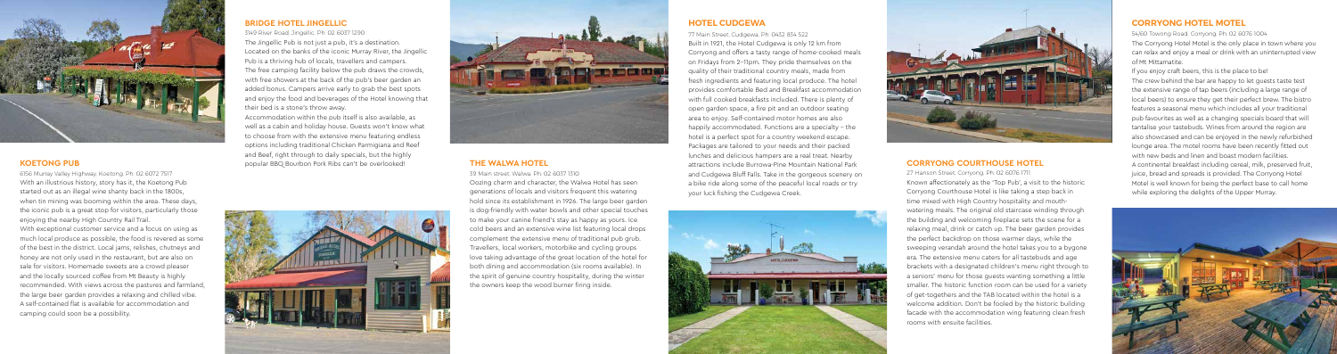## KOETONG PUB

6156 Murray Valley Highway, Koetong. Ph: 02 6072 7517

With an illustrious history, story has it, the Koetong Pub started out as an illegal wine shanty back in the 1800s, when tin mining was booming within the area. These days, the iconic pub is a great stop for visitors, particularly those enjoying the nearby High Country Rail Trail.

With exceptional customer service and a focus on using as much local produce as possible, the food is revered as some of the best in the district. Local jams, relishes, chutneys and honey are not only used in the restaurant, but are also on sale for visitors. Homemade sweets are a crowd pleaser and the locally sourced coffee from Mt Beauty is highly recommended. With views across the pastures and farmland, the large beer garden provides a relaxing and chilled vibe. A self-contained flat is available for accommodation and camping could soon be a possibility.

## BRIDGE HOTEL JINGELLIC

3149 River Road, Jingellic. Ph: 02 6037 1290

The Jingellic Pub is not just a pub, it's a destination. Located on the banks of the iconic Murray River, the Jingellic Pub is a thriving hub of locals, travellers and campers. The free camping facility below the pub draws the crowds, with free showers at the back of the pub's beer garden an added bonus. Campers arrive early to grab the best spots and enjoy the food and beverages of the Hotel knowing that their bed is a stone's throw away.

Accommodation within the pub itself is also available, as well as a cabin and holiday house. Guests won't know what to choose from with the extensive menu featuring endless options including traditional Chicken Parmigiana and Reef and Beef, right through to daily specials, but the highly popular BBQ Bourbon Pork Ribs can't be overlooked!

## THE WALWA HOTEL

39 Main street, Walwa. Ph: 02 6037 1310

Oozing charm and character, the Walwa Hotel has seen generations of locals and visitors frequent this watering hold since its establishment in 1926. The large beer garden is dog-friendly with water bowls and other special touches to make your canine friend's stay as happy as yours. Ice cold beers and an extensive wine list featuring local drops complement the extensive menu of traditional pub grub. Travellers, local workers, motorbike and cycling groups love taking advantage of the great location of the hotel for both dining and accommodation (six rooms available). In the spirit of genuine country hospitality, during the winter the owners keep the wood burner firing inside.

## HOTEL CUDGEWA

77 Main Street, Cudgewa. Ph: 0432 834 522

Built in 1921, the Hotel Cudgewa is only 12 km from Corryong and offers a tasty range of home-cooked meals on Fridays from 2–11pm. They pride themselves on the quality of their traditional country meals, made from fresh ingredients and featuring local produce. The hotel provides comfortable Bed and Breakfast accommodation with full cooked breakfasts included. There is plenty of open garden space, a fire pit and an outdoor seating area to enjoy. Self-contained motor homes are also happily accommodated. Functions are a specialty – the hotel is a perfect spot for a country weekend escape. Packages are tailored to your needs and their packed lunches and delicious hampers are a real treat. Nearby attractions include Burrowa-Pine Mountain National Park and Cudgewa Bluff Falls. Take in the gorgeous scenery on a bike ride along some of the peaceful local roads or try your luck fishing the Cudgewa Creek.

## CORRYONG COURTHOUSE HOTEL

27 Hanson Street, Corryong. Ph: 02 6076 1711

Known affectionately as the 'Top Pub', a visit to the historic Corryong Courthouse Hotel is like taking a step back in time mixed with High Country hospitality and mouth-watering meals. The original old staircase winding through the building and welcoming fireplace sets the scene for a relaxing meal, drink or catch up. The beer garden provides the perfect backdrop on those warmer days, while the sweeping verandah around the hotel takes you to a bygone era. The extensive menu caters for all tastebuds and age brackets with a designated children's menu right through to a seniors' menu for those guests wanting something a little smaller. The historic function room can be used for a variety of get-togethers and the TAB located within the hotel is a welcome addition. Don't be fooled by the historic building facade with the accommodation wing featuring clean fresh rooms with ensuite facilities.

## CORRYONG HOTEL MOTEL

54/60 Towong Road, Corryong. Ph: 02 6076 1004

The Corryong Hotel Motel is the only place in town where you can relax and enjoy a meal or drink with an uninterrupted view of Mt Mittamatite.

If you enjoy craft beers, this is the place to be!

The crew behind the bar are happy to let guests taste test the extensive range of tap beers (including a large range of local beers) to ensure they get their perfect brew. The bistro features a seasonal menu which includes all your traditional pub favourites as well as a changing specials board that will tantalise your tastebuds. Wines from around the region are also showcased and can be enjoyed in the newly refurbished lounge area. The motel rooms have been recently fitted out with new beds and linen and boast modern facilities.

A continental breakfast including cereal, milk, preserved fruit, juice, bread and spreads is provided. The Corryong Hotel Motel is well known for being the perfect base to call home while exploring the delights of the Upper Murray.